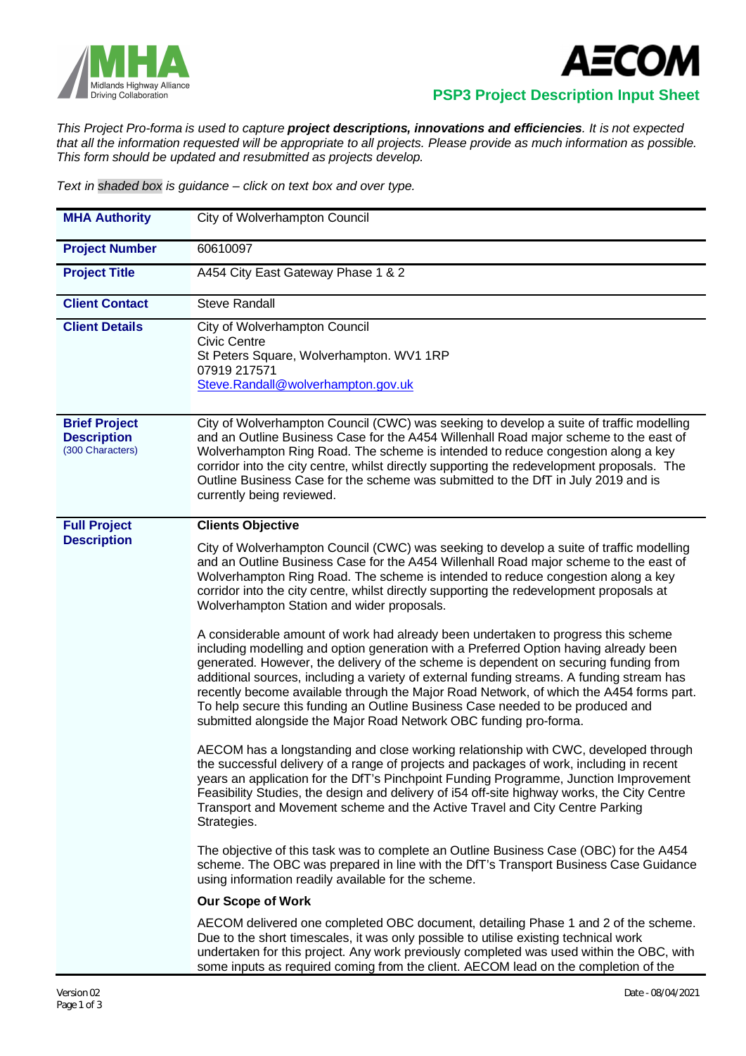**PSP3 Project Description Input Sheet**

*This Project Pro-forma is used to capture **project descriptions, innovations and efficiencies**. It is not expected that all the information requested will be appropriate to all projects. Please provide as much information as possible. This form should be updated and resubmitted as projects develop.*

*Text in shaded box is guidance – click on text box and over type.*

| | |
|---|---|
| **MHA Authority** | City of Wolverhampton Council |
| **Project Number** | 60610097 |
| **Project Title** | A454 City East Gateway Phase 1 & 2 |
| **Client Contact** | Steve Randall |
| **Client Details** | City of Wolverhampton Council<br>Civic Centre<br>St Peters Square, Wolverhampton. WV1 1RP<br>07919 217571<br>Steve.Randall@wolverhampton.gov.uk |
| **Brief Project Description** (300 Characters) | City of Wolverhampton Council (CWC) was seeking to develop a suite of traffic modelling and an Outline Business Case for the A454 Willenhall Road major scheme to the east of Wolverhampton Ring Road. The scheme is intended to reduce congestion along a key corridor into the city centre, whilst directly supporting the redevelopment proposals. The Outline Business Case for the scheme was submitted to the DfT in July 2019 and is currently being reviewed. |
| **Full Project Description** | **Clients Objective**<br><br>City of Wolverhampton Council (CWC) was seeking to develop a suite of traffic modelling and an Outline Business Case for the A454 Willenhall Road major scheme to the east of Wolverhampton Ring Road. The scheme is intended to reduce congestion along a key corridor into the city centre, whilst directly supporting the redevelopment proposals at Wolverhampton Station and wider proposals.<br><br>A considerable amount of work had already been undertaken to progress this scheme including modelling and option generation with a Preferred Option having already been generated. However, the delivery of the scheme is dependent on securing funding from additional sources, including a variety of external funding streams. A funding stream has recently become available through the Major Road Network, of which the A454 forms part. To help secure this funding an Outline Business Case needed to be produced and submitted alongside the Major Road Network OBC funding pro-forma.<br><br>AECOM has a longstanding and close working relationship with CWC, developed through the successful delivery of a range of projects and packages of work, including in recent years an application for the DfT's Pinchpoint Funding Programme, Junction Improvement Feasibility Studies, the design and delivery of i54 off-site highway works, the City Centre Transport and Movement scheme and the Active Travel and City Centre Parking Strategies.<br><br>The objective of this task was to complete an Outline Business Case (OBC) for the A454 scheme. The OBC was prepared in line with the DfT's Transport Business Case Guidance using information readily available for the scheme.<br><br>**Our Scope of Work**<br><br>AECOM delivered one completed OBC document, detailing Phase 1 and 2 of the scheme. Due to the short timescales, it was only possible to utilise existing technical work undertaken for this project. Any work previously completed was used within the OBC, with some inputs as required coming from the client. AECOM lead on the completion of the |

Version 02

Date - 08/04/2021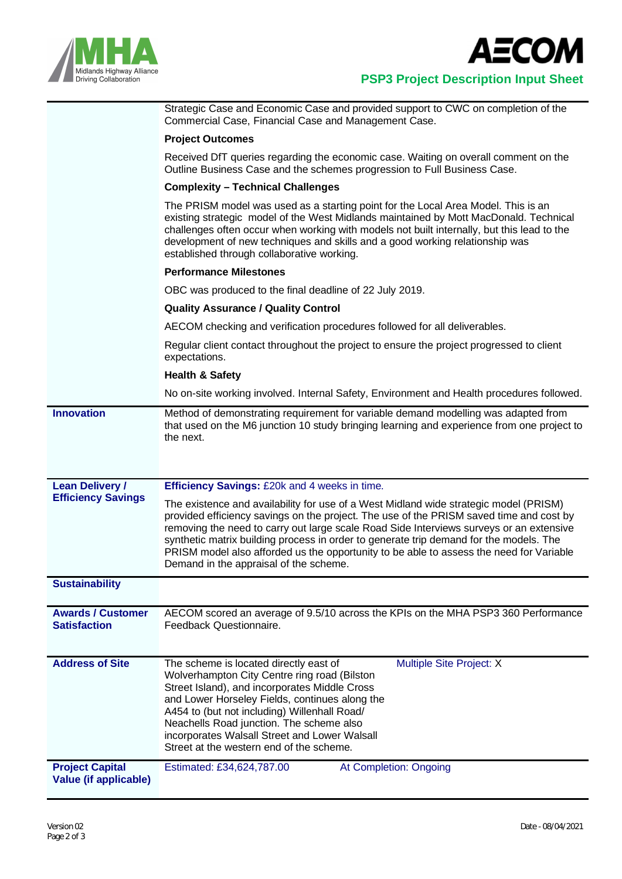| | |
|---|---|
| | Strategic Case and Economic Case and provided support to CWC on completion of the Commercial Case, Financial Case and Management Case.<br><br>**Project Outcomes**<br><br>Received DfT queries regarding the economic case. Waiting on overall comment on the Outline Business Case and the schemes progression to Full Business Case.<br><br>**Complexity – Technical Challenges**<br><br>The PRISM model was used as a starting point for the Local Area Model. This is an existing strategic model of the West Midlands maintained by Mott MacDonald. Technical challenges often occur when working with models not built internally, but this lead to the development of new techniques and skills and a good working relationship was established through collaborative working.<br><br>**Performance Milestones**<br><br>OBC was produced to the final deadline of 22 July 2019.<br><br>**Quality Assurance / Quality Control**<br><br>AECOM checking and verification procedures followed for all deliverables.<br><br>Regular client contact throughout the project to ensure the project progressed to client expectations.<br><br>**Health & Safety**<br><br>No on-site working involved. Internal Safety, Environment and Health procedures followed. |
| **Innovation** | Method of demonstrating requirement for variable demand modelling was adapted from that used on the M6 junction 10 study bringing learning and experience from one project to the next. |
| **Lean Delivery / Efficiency Savings** | **Efficiency Savings:** £20k and 4 weeks in time.<br><br>The existence and availability for use of a West Midland wide strategic model (PRISM) provided efficiency savings on the project. The use of the PRISM saved time and cost by removing the need to carry out large scale Road Side Interviews surveys or an extensive synthetic matrix building process in order to generate trip demand for the models. The PRISM model also afforded us the opportunity to be able to assess the need for Variable Demand in the appraisal of the scheme. |
| **Sustainability** | |
| **Awards / Customer Satisfaction** | AECOM scored an average of 9.5/10 across the KPIs on the MHA PSP3 360 Performance Feedback Questionnaire. |
| **Address of Site** | The scheme is located directly east of Wolverhampton City Centre ring road (Bilston Street Island), and incorporates Middle Cross and Lower Horseley Fields, continues along the A454 to (but not including) Willenhall Road/ Neachells Road junction. The scheme also incorporates Walsall Street and Lower Walsall Street at the western end of the scheme.<br><br>Multiple Site Project: X |
| **Project Capital Value (if applicable)** | Estimated: £34,624,787.00 At Completion: Ongoing |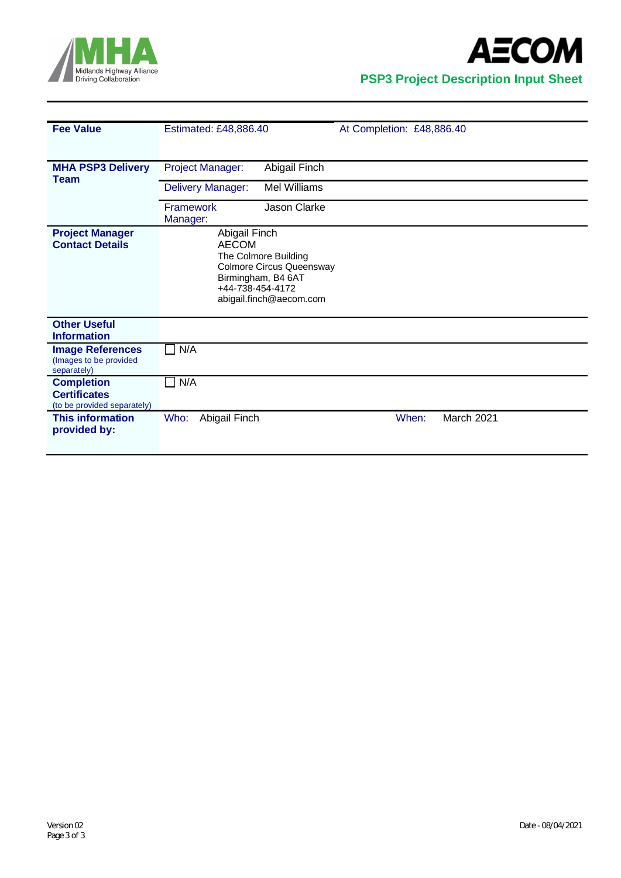# PSP3 Project Description Input Sheet

| | | |
|---|---|---|
| **Fee Value** | Estimated: £48,886.40 | At Completion: £48,886.40 |
| **MHA PSP3 Delivery Team** | Project Manager: Abigail Finch | |
| | Delivery Manager: Mel Williams | |
| | Framework Manager: Jason Clarke | |
| **Project Manager Contact Details** | Abigail Finch<br>AECOM<br>The Colmore Building<br>Colmore Circus Queensway<br>Birmingham, B4 6AT<br>+44-738-454-4172<br>abigail.finch@aecom.com | |
| **Other Useful Information** | | |
| **Image References** (Images to be provided separately) | ☐ N/A | |
| **Completion Certificates** (to be provided separately) | ☐ N/A | |
| **This information provided by:** | Who: Abigail Finch | When: March 2021 |

Version 02

Date - 08/04/2021